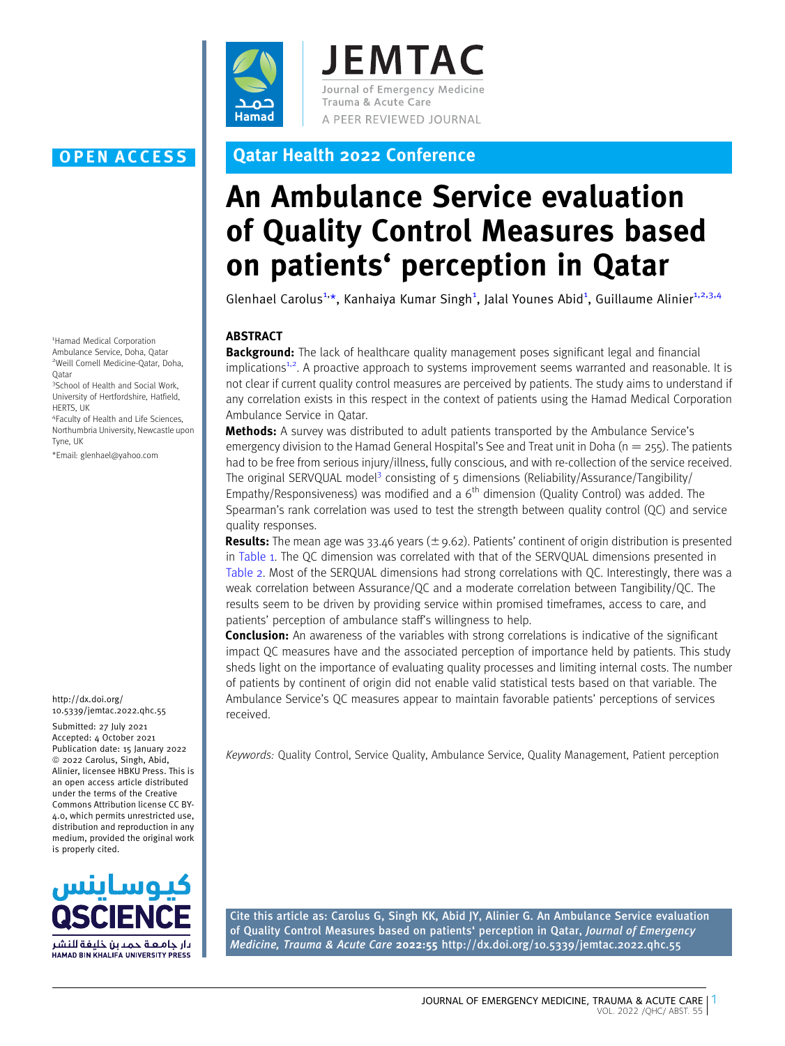OPEN ACCESS

Qatar Health 2022 Conference

# An Ambulance Service evaluation of Quality Control Measures based on patients' perception in Qatar

Glenhael Carolus[1,*], Kanhaiya Kumar Singh[1], Jalal Younes Abid[1], Guillaume Alinier[1,2,3,4]

[1]Hamad Medical Corporation Ambulance Service, Doha, Qatar
[2]Weill Cornell Medicine-Qatar, Doha, Qatar
[3]School of Health and Social Work, University of Hertfordshire, Hatfield, HERTS, UK
[4]Faculty of Health and Life Sciences, Northumbria University, Newcastle upon Tyne, UK

*Email: glenhael@yahoo.com

http://dx.doi.org/10.5339/jemtac.2022.qhc.55

Submitted: 27 July 2021
Accepted: 4 October 2021
Publication date: 15 January 2022
© 2022 Carolus, Singh, Abid, Alinier, licensee HBKU Press. This is an open access article distributed under the terms of the Creative Commons Attribution license CC BY-4.0, which permits unrestricted use, distribution and reproduction in any medium, provided the original work is properly cited.

## ABSTRACT

**Background:** The lack of healthcare quality management poses significant legal and financial implications[1,2]. A proactive approach to systems improvement seems warranted and reasonable. It is not clear if current quality control measures are perceived by patients. The study aims to understand if any correlation exists in this respect in the context of patients using the Hamad Medical Corporation Ambulance Service in Qatar.

**Methods:** A survey was distributed to adult patients transported by the Ambulance Service's emergency division to the Hamad General Hospital's See and Treat unit in Doha ($n = 255$). The patients had to be free from serious injury/illness, fully conscious, and with re-collection of the service received. The original SERVQUAL model[3] consisting of 5 dimensions (Reliability/Assurance/Tangibility/Empathy/Responsiveness) was modified and a 6th dimension (Quality Control) was added. The Spearman's rank correlation was used to test the strength between quality control (QC) and service quality responses.

**Results:** The mean age was 33.46 years ($\pm$ 9.62). Patients' continent of origin distribution is presented in Table 1. The QC dimension was correlated with that of the SERVQUAL dimensions presented in Table 2. Most of the SERQUAL dimensions had strong correlations with QC. Interestingly, there was a weak correlation between Assurance/QC and a moderate correlation between Tangibility/QC. The results seem to be driven by providing service within promised timeframes, access to care, and patients' perception of ambulance staff's willingness to help.

**Conclusion:** An awareness of the variables with strong correlations is indicative of the significant impact QC measures have and the associated perception of importance held by patients. This study sheds light on the importance of evaluating quality processes and limiting internal costs. The number of patients by continent of origin did not enable valid statistical tests based on that variable. The Ambulance Service's QC measures appear to maintain favorable patients' perceptions of services received.

*Keywords:* Quality Control, Service Quality, Ambulance Service, Quality Management, Patient perception

Cite this article as: Carolus G, Singh KK, Abid JY, Alinier G. An Ambulance Service evaluation of Quality Control Measures based on patients' perception in Qatar, *Journal of Emergency Medicine, Trauma & Acute Care* **2022:55** http://dx.doi.org/10.5339/jemtac.2022.qhc.55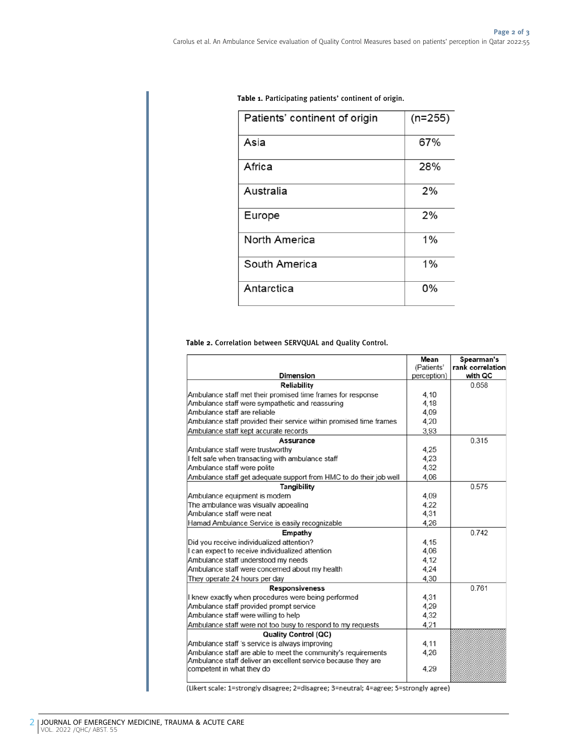**Table 1.** Participating patients' continent of origin.

| Patients' continent of origin | (n=255) |
|---|---|
| Asia | 67% |
| Africa | 28% |
| Australia | 2% |
| Europe | 2% |
| North America | 1% |
| South America | 1% |
| Antarctica | 0% |

**Table 2.** Correlation between SERVQUAL and Quality Control.

| Dimension | Mean (Patients' perception) | Spearman's rank correlation with QC |
|---|---|---|
| **Reliability** | | 0.658 |
| Ambulance staff met their promised time frames for response | 4,10 | |
| Ambulance staff were sympathetic and reassuring | 4,18 | |
| Ambulance staff are reliable | 4,09 | |
| Ambulance staff provided their service within promised time frames | 4,20 | |
| Ambulance staff kept accurate records | 3,93 | |
| **Assurance** | | 0.315 |
| Ambulance staff were trustworthy | 4,25 | |
| I felt safe when transacting with ambulance staff | 4,23 | |
| Ambulance staff were polite | 4,32 | |
| Ambulance staff get adequate support from HMC to do their job well | 4,06 | |
| **Tangibility** | | 0.575 |
| Ambulance equipment is modern | 4,09 | |
| The ambulance was visually appealing | 4,22 | |
| Ambulance staff were neat | 4,31 | |
| Hamad Ambulance Service is easily recognizable | 4,26 | |
| **Empathy** | | 0.742 |
| Did you receive individualized attention? | 4,15 | |
| I can expect to receive individualized attention | 4,06 | |
| Ambulance staff understood my needs | 4,12 | |
| Ambulance staff were concerned about my health | 4,24 | |
| They operate 24 hours per day | 4,30 | |
| **Responsiveness** | | 0.761 |
| I knew exactly when procedures were being performed | 4,31 | |
| Ambulance staff provided prompt service | 4,29 | |
| Ambulance staff were willing to help | 4,32 | |
| Ambulance staff were not too busy to respond to my requests | 4,21 | |
| **Quality Control (QC)** | | |
| Ambulance staff 's service is always improving | 4,11 | |
| Ambulance staff are able to meet the community's requirements | 4,26 | |
| Ambulance staff deliver an excellent service because they are competent in what they do | 4,29 | |

(Likert scale: 1=strongly disagree; 2=disagree; 3=neutral; 4=agree; 5=strongly agree)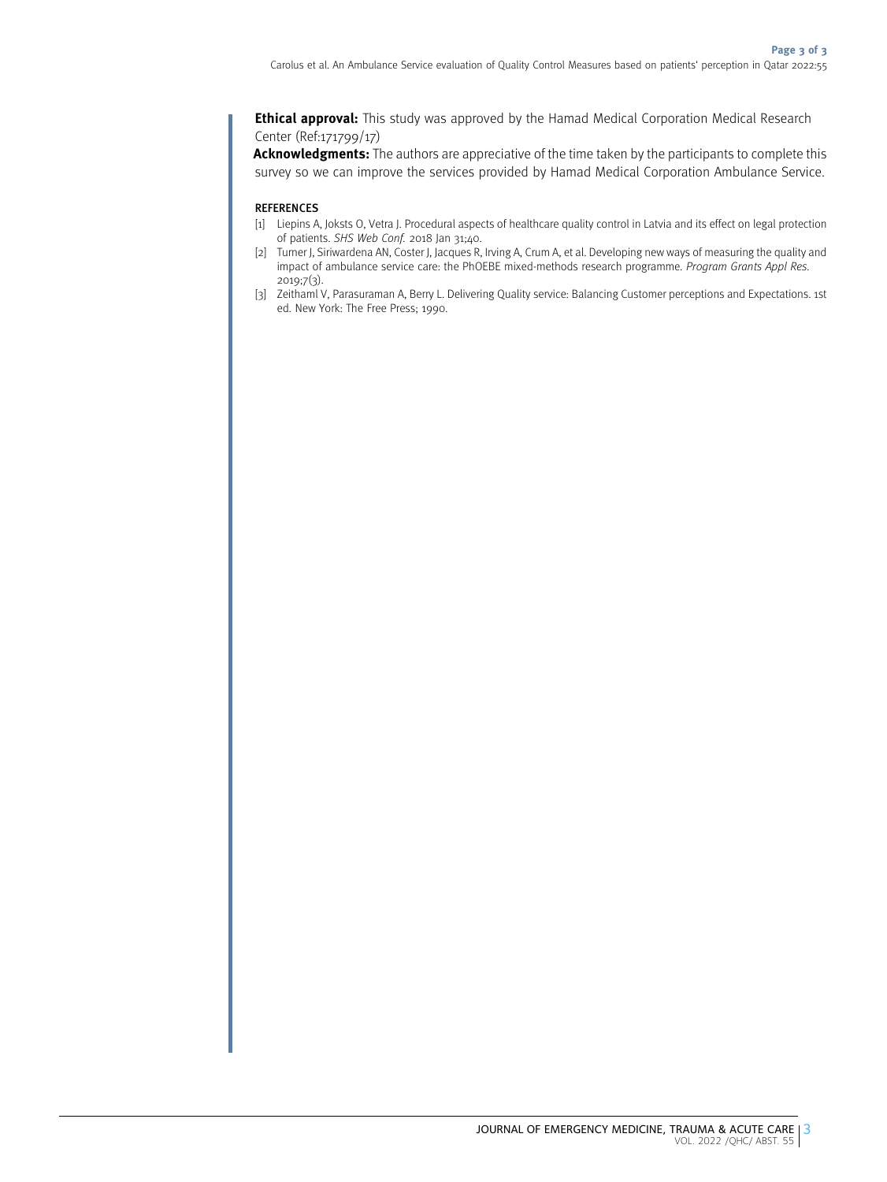**Ethical approval:** This study was approved by the Hamad Medical Corporation Medical Research Center (Ref:171799/17)

**Acknowledgments:** The authors are appreciative of the time taken by the participants to complete this survey so we can improve the services provided by Hamad Medical Corporation Ambulance Service.

## REFERENCES

[1] Liepins A, Joksts O, Vetra J. Procedural aspects of healthcare quality control in Latvia and its effect on legal protection of patients. *SHS Web Conf.* 2018 Jan 31;40.

[2] Turner J, Siriwardena AN, Coster J, Jacques R, Irving A, Crum A, et al. Developing new ways of measuring the quality and impact of ambulance service care: the PhOEBE mixed-methods research programme. *Program Grants Appl Res.* 2019;7(3).

[3] Zeithaml V, Parasuraman A, Berry L. Delivering Quality service: Balancing Customer perceptions and Expectations. 1st ed. New York: The Free Press; 1990.